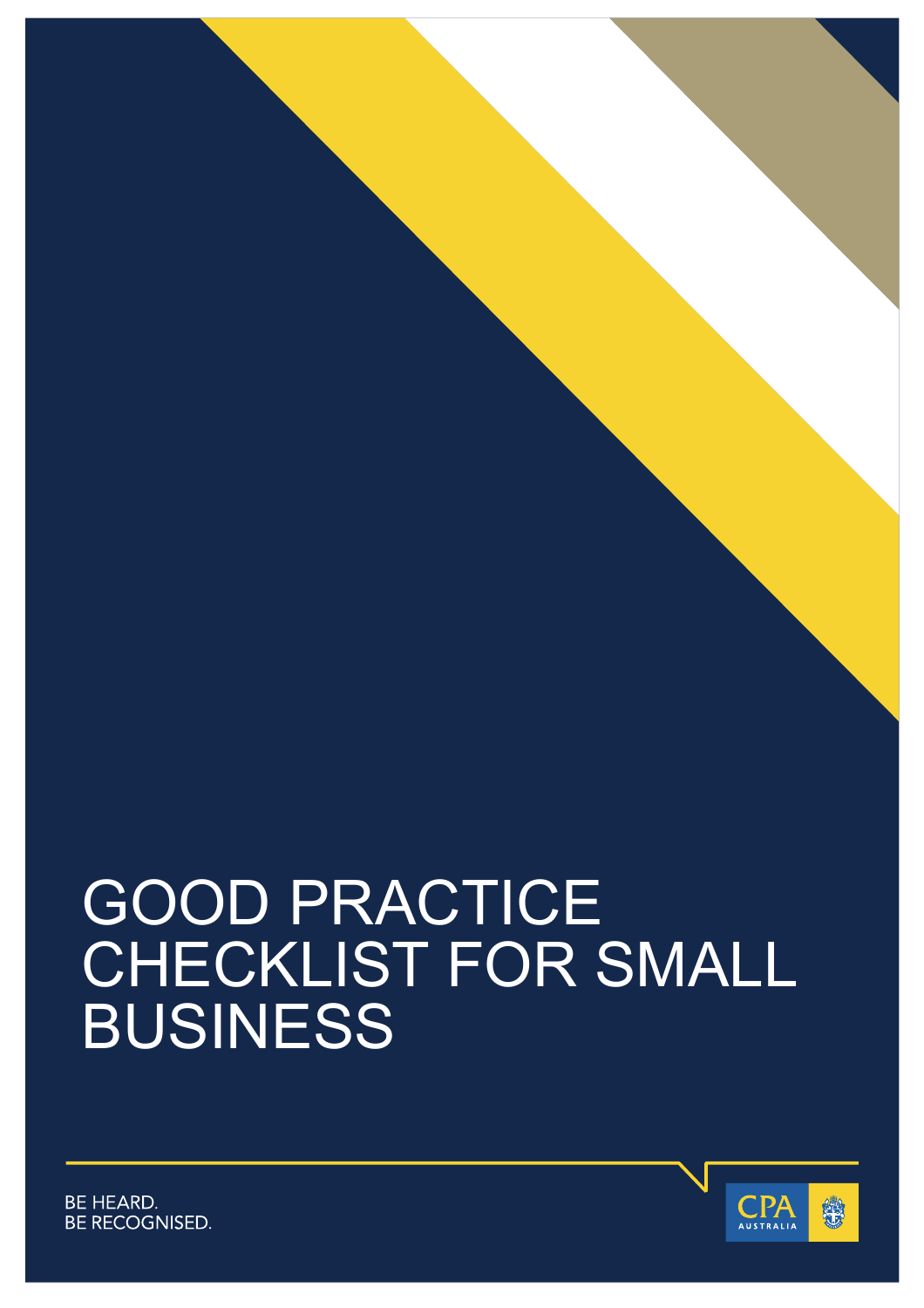# GOOD PRACTICE CHECKLIST FOR SMALL BUSINESS

BE HEARD.
BE RECOGNISED.

CPA AUSTRALIA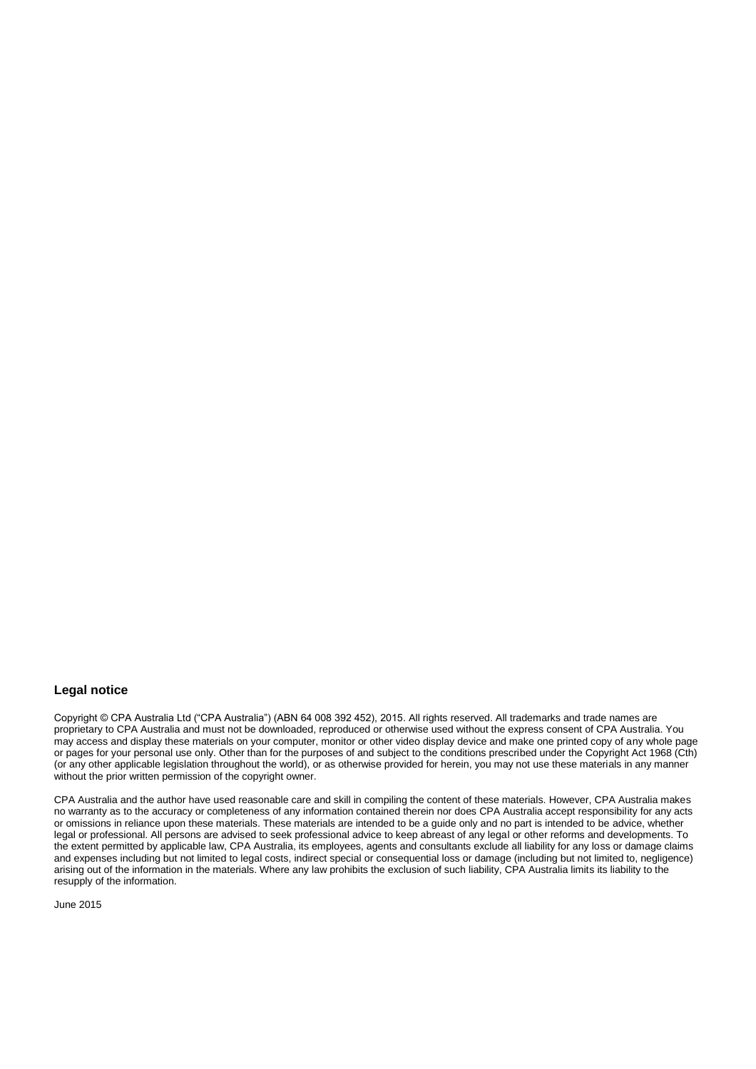## Legal notice

Copyright © CPA Australia Ltd ("CPA Australia") (ABN 64 008 392 452), 2015. All rights reserved. All trademarks and trade names are proprietary to CPA Australia and must not be downloaded, reproduced or otherwise used without the express consent of CPA Australia. You may access and display these materials on your computer, monitor or other video display device and make one printed copy of any whole page or pages for your personal use only. Other than for the purposes of and subject to the conditions prescribed under the Copyright Act 1968 (Cth) (or any other applicable legislation throughout the world), or as otherwise provided for herein, you may not use these materials in any manner without the prior written permission of the copyright owner.

CPA Australia and the author have used reasonable care and skill in compiling the content of these materials. However, CPA Australia makes no warranty as to the accuracy or completeness of any information contained therein nor does CPA Australia accept responsibility for any acts or omissions in reliance upon these materials. These materials are intended to be a guide only and no part is intended to be advice, whether legal or professional. All persons are advised to seek professional advice to keep abreast of any legal or other reforms and developments. To the extent permitted by applicable law, CPA Australia, its employees, agents and consultants exclude all liability for any loss or damage claims and expenses including but not limited to legal costs, indirect special or consequential loss or damage (including but not limited to, negligence) arising out of the information in the materials. Where any law prohibits the exclusion of such liability, CPA Australia limits its liability to the resupply of the information.

June 2015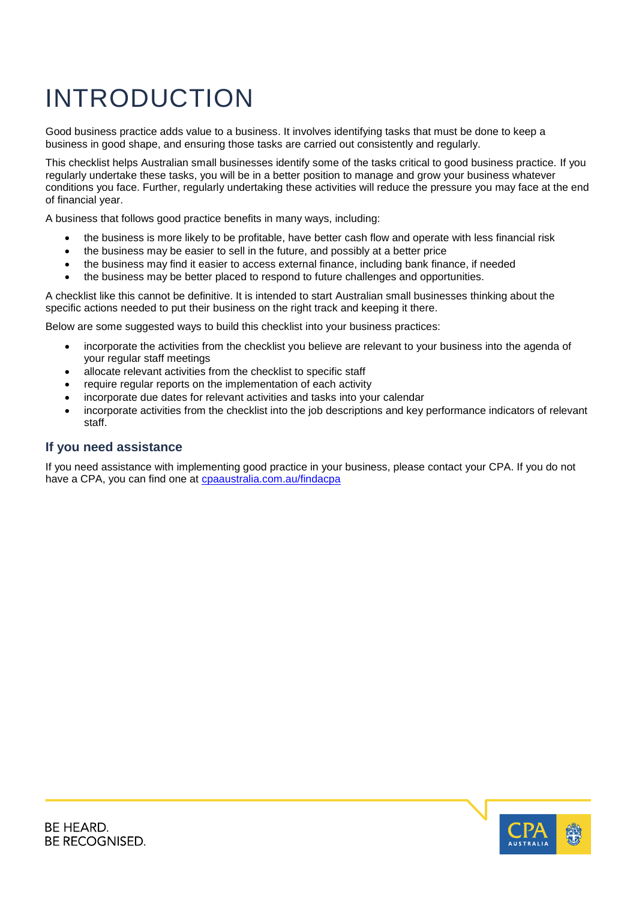# INTRODUCTION

Good business practice adds value to a business. It involves identifying tasks that must be done to keep a business in good shape, and ensuring those tasks are carried out consistently and regularly.

This checklist helps Australian small businesses identify some of the tasks critical to good business practice. If you regularly undertake these tasks, you will be in a better position to manage and grow your business whatever conditions you face. Further, regularly undertaking these activities will reduce the pressure you may face at the end of financial year.

A business that follows good practice benefits in many ways, including:

- the business is more likely to be profitable, have better cash flow and operate with less financial risk
- the business may be easier to sell in the future, and possibly at a better price
- the business may find it easier to access external finance, including bank finance, if needed
- the business may be better placed to respond to future challenges and opportunities.

A checklist like this cannot be definitive. It is intended to start Australian small businesses thinking about the specific actions needed to put their business on the right track and keeping it there.

Below are some suggested ways to build this checklist into your business practices:

- incorporate the activities from the checklist you believe are relevant to your business into the agenda of your regular staff meetings
- allocate relevant activities from the checklist to specific staff
- require regular reports on the implementation of each activity
- incorporate due dates for relevant activities and tasks into your calendar
- incorporate activities from the checklist into the job descriptions and key performance indicators of relevant staff.

## If you need assistance

If you need assistance with implementing good practice in your business, please contact your CPA. If you do not have a CPA, you can find one at cpaaustralia.com.au/findacpa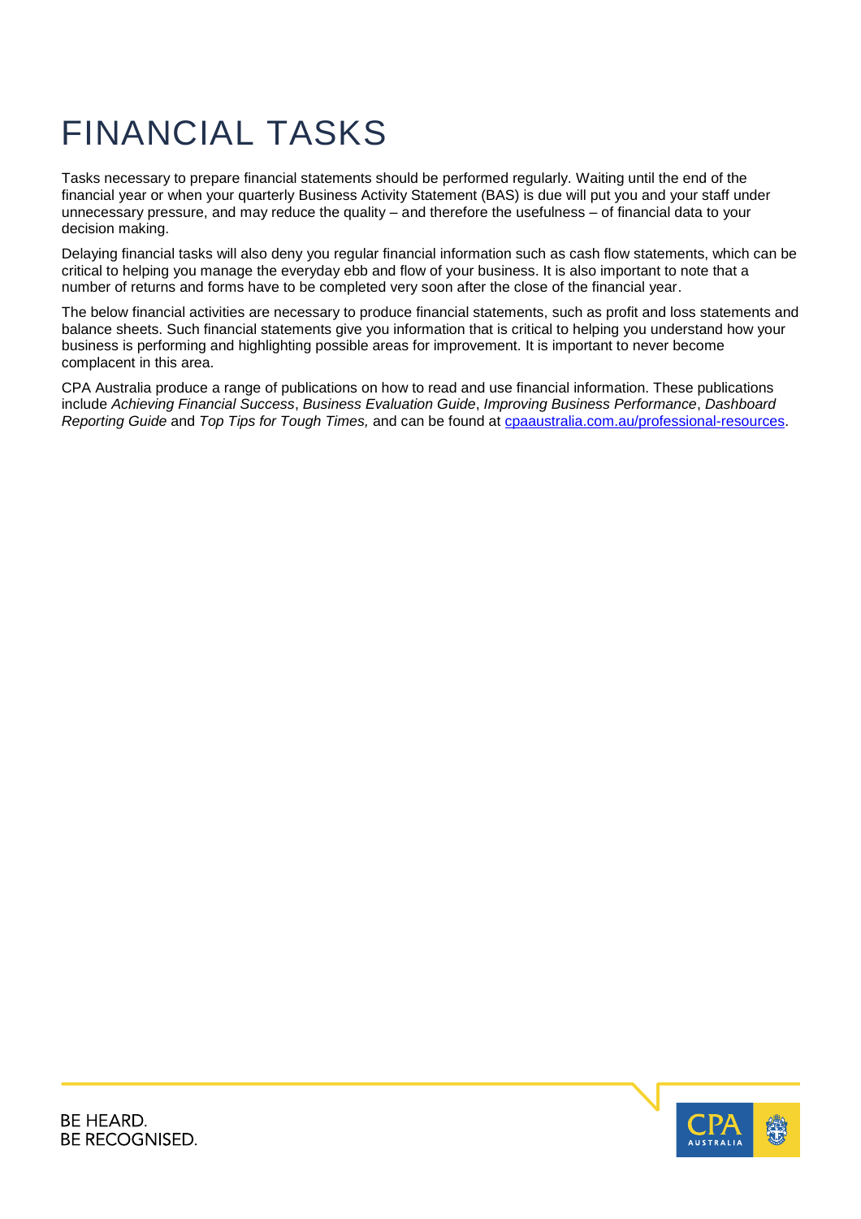# FINANCIAL TASKS

Tasks necessary to prepare financial statements should be performed regularly. Waiting until the end of the financial year or when your quarterly Business Activity Statement (BAS) is due will put you and your staff under unnecessary pressure, and may reduce the quality – and therefore the usefulness – of financial data to your decision making.

Delaying financial tasks will also deny you regular financial information such as cash flow statements, which can be critical to helping you manage the everyday ebb and flow of your business. It is also important to note that a number of returns and forms have to be completed very soon after the close of the financial year.

The below financial activities are necessary to produce financial statements, such as profit and loss statements and balance sheets. Such financial statements give you information that is critical to helping you understand how your business is performing and highlighting possible areas for improvement. It is important to never become complacent in this area.

CPA Australia produce a range of publications on how to read and use financial information. These publications include *Achieving Financial Success*, *Business Evaluation Guide*, *Improving Business Performance*, *Dashboard Reporting Guide* and *Top Tips for Tough Times,* and can be found at [cpaaustralia.com.au/professional-resources](cpaaustralia.com.au/professional-resources).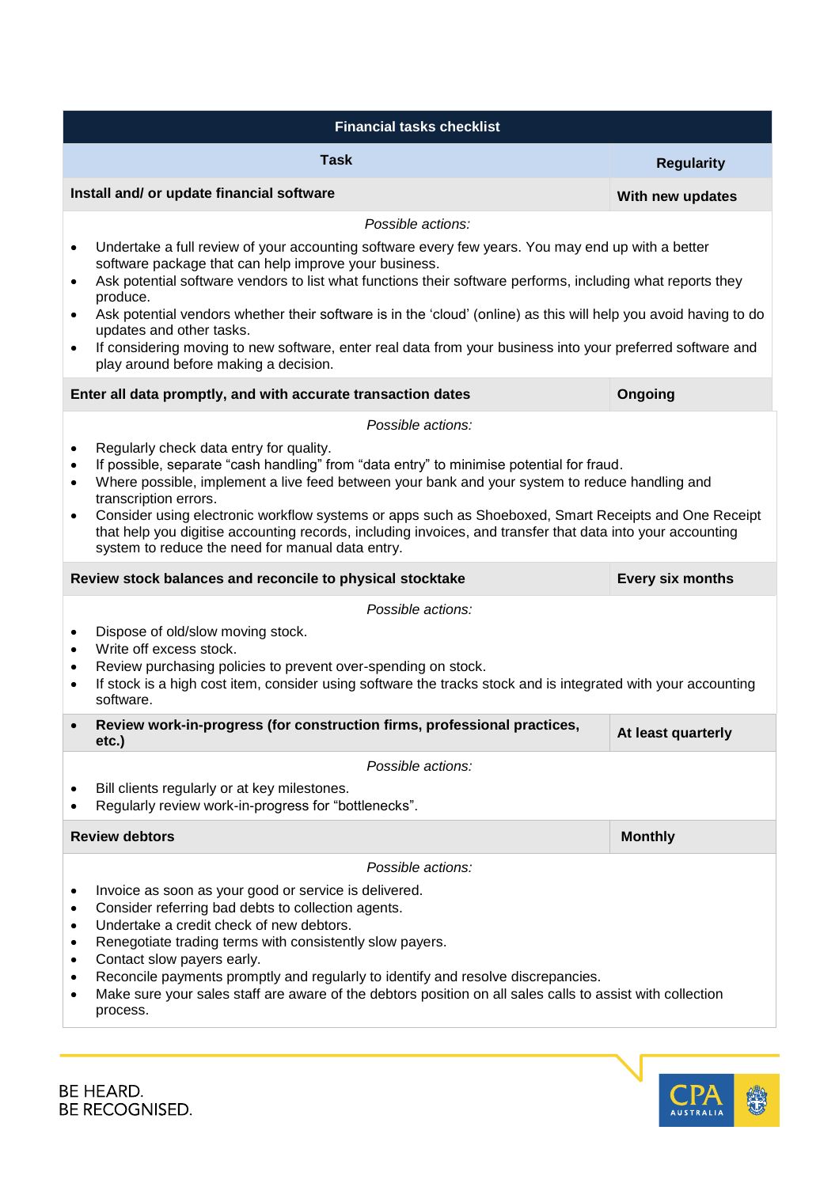| Financial tasks checklist | |
|---|---|
| **Task** | **Regularity** |
| **Install and/ or update financial software** | **With new updates** |

*Possible actions:*

- Undertake a full review of your accounting software every few years. You may end up with a better software package that can help improve your business.
- Ask potential software vendors to list what functions their software performs, including what reports they produce.
- Ask potential vendors whether their software is in the 'cloud' (online) as this will help you avoid having to do updates and other tasks.
- If considering moving to new software, enter real data from your business into your preferred software and play around before making a decision.

| Task | Regularity |
|---|---|
| **Enter all data promptly, and with accurate transaction dates** | **Ongoing** |

*Possible actions:*

- Regularly check data entry for quality.
- If possible, separate "cash handling" from "data entry" to minimise potential for fraud.
- Where possible, implement a live feed between your bank and your system to reduce handling and transcription errors.
- Consider using electronic workflow systems or apps such as Shoeboxed, Smart Receipts and One Receipt that help you digitise accounting records, including invoices, and transfer that data into your accounting system to reduce the need for manual data entry.

| Task | Regularity |
|---|---|
| **Review stock balances and reconcile to physical stocktake** | **Every six months** |

*Possible actions:*

- Dispose of old/slow moving stock.
- Write off excess stock.
- Review purchasing policies to prevent over-spending on stock.
- If stock is a high cost item, consider using software the tracks stock and is integrated with your accounting software.

| Task | Regularity |
|---|---|
| **Review work-in-progress (for construction firms, professional practices, etc.)** | **At least quarterly** |

*Possible actions:*

- Bill clients regularly or at key milestones.
- Regularly review work-in-progress for "bottlenecks".

| Task | Regularity |
|---|---|
| **Review debtors** | **Monthly** |

*Possible actions:*

- Invoice as soon as your good or service is delivered.
- Consider referring bad debts to collection agents.
- Undertake a credit check of new debtors.
- Renegotiate trading terms with consistently slow payers.
- Contact slow payers early.
- Reconcile payments promptly and regularly to identify and resolve discrepancies.
- Make sure your sales staff are aware of the debtors position on all sales calls to assist with collection process.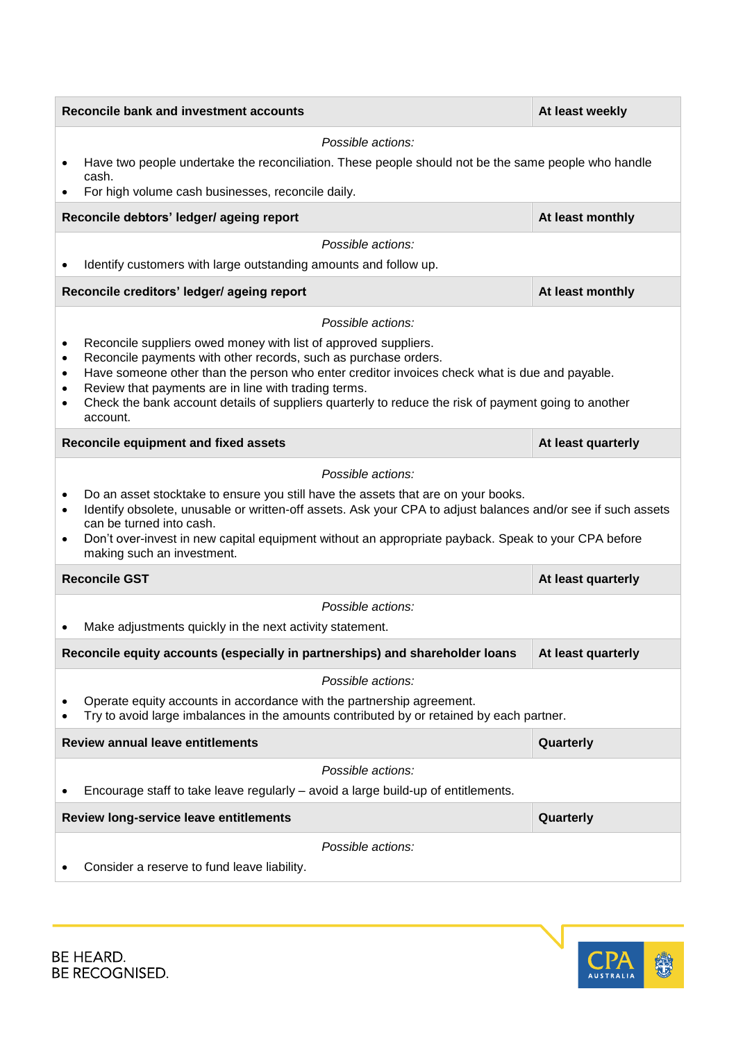| Reconcile bank and investment accounts | At least weekly |
|---|---|
| *Possible actions:*<br>• Have two people undertake the reconciliation. These people should not be the same people who handle cash.<br>• For high volume cash businesses, reconcile daily. | |
| **Reconcile debtors' ledger/ ageing report** | **At least monthly** |
| *Possible actions:*<br>• Identify customers with large outstanding amounts and follow up. | |
| **Reconcile creditors' ledger/ ageing report** | **At least monthly** |
| *Possible actions:*<br>• Reconcile suppliers owed money with list of approved suppliers.<br>• Reconcile payments with other records, such as purchase orders.<br>• Have someone other than the person who enter creditor invoices check what is due and payable.<br>• Review that payments are in line with trading terms.<br>• Check the bank account details of suppliers quarterly to reduce the risk of payment going to another account. | |
| **Reconcile equipment and fixed assets** | **At least quarterly** |
| *Possible actions:*<br>• Do an asset stocktake to ensure you still have the assets that are on your books.<br>• Identify obsolete, unusable or written-off assets. Ask your CPA to adjust balances and/or see if such assets can be turned into cash.<br>• Don't over-invest in new capital equipment without an appropriate payback. Speak to your CPA before making such an investment. | |
| **Reconcile GST** | **At least quarterly** |
| *Possible actions:*<br>• Make adjustments quickly in the next activity statement. | |
| **Reconcile equity accounts (especially in partnerships) and shareholder loans** | **At least quarterly** |
| *Possible actions:*<br>• Operate equity accounts in accordance with the partnership agreement.<br>• Try to avoid large imbalances in the amounts contributed by or retained by each partner. | |
| **Review annual leave entitlements** | **Quarterly** |
| *Possible actions:*<br>• Encourage staff to take leave regularly – avoid a large build-up of entitlements. | |
| **Review long-service leave entitlements** | **Quarterly** |
| *Possible actions:*<br>• Consider a reserve to fund leave liability. | |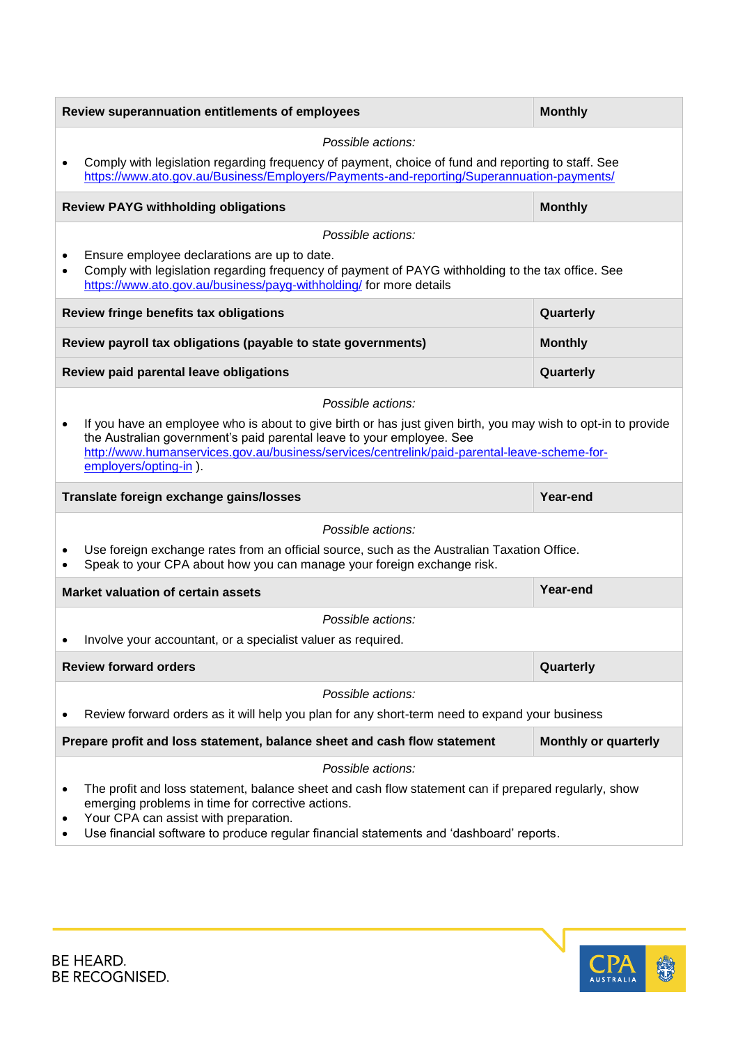| Review superannuation entitlements of employees | Monthly |
|---|---|

*Possible actions:*

- Comply with legislation regarding frequency of payment, choice of fund and reporting to staff. See https://www.ato.gov.au/Business/Employers/Payments-and-reporting/Superannuation-payments/

| Review PAYG withholding obligations | Monthly |
|---|---|

*Possible actions:*

- Ensure employee declarations are up to date.
- Comply with legislation regarding frequency of payment of PAYG withholding to the tax office. See https://www.ato.gov.au/business/payg-withholding/ for more details

| Review fringe benefits tax obligations | Quarterly |
|---|---|
| Review payroll tax obligations (payable to state governments) | Monthly |
| Review paid parental leave obligations | Quarterly |

*Possible actions:*

- If you have an employee who is about to give birth or has just given birth, you may wish to opt-in to provide the Australian government's paid parental leave to your employee. See http://www.humanservices.gov.au/business/services/centrelink/paid-parental-leave-scheme-for-employers/opting-in ).

| Translate foreign exchange gains/losses | Year-end |
|---|---|

*Possible actions:*

- Use foreign exchange rates from an official source, such as the Australian Taxation Office.
- Speak to your CPA about how you can manage your foreign exchange risk.

| Market valuation of certain assets | Year-end |
|---|---|

*Possible actions:*

- Involve your accountant, or a specialist valuer as required.

| Review forward orders | Quarterly |
|---|---|

*Possible actions:*

- Review forward orders as it will help you plan for any short-term need to expand your business

| Prepare profit and loss statement, balance sheet and cash flow statement | Monthly or quarterly |
|---|---|

*Possible actions:*

- The profit and loss statement, balance sheet and cash flow statement can if prepared regularly, show emerging problems in time for corrective actions.
- Your CPA can assist with preparation.
- Use financial software to produce regular financial statements and 'dashboard' reports.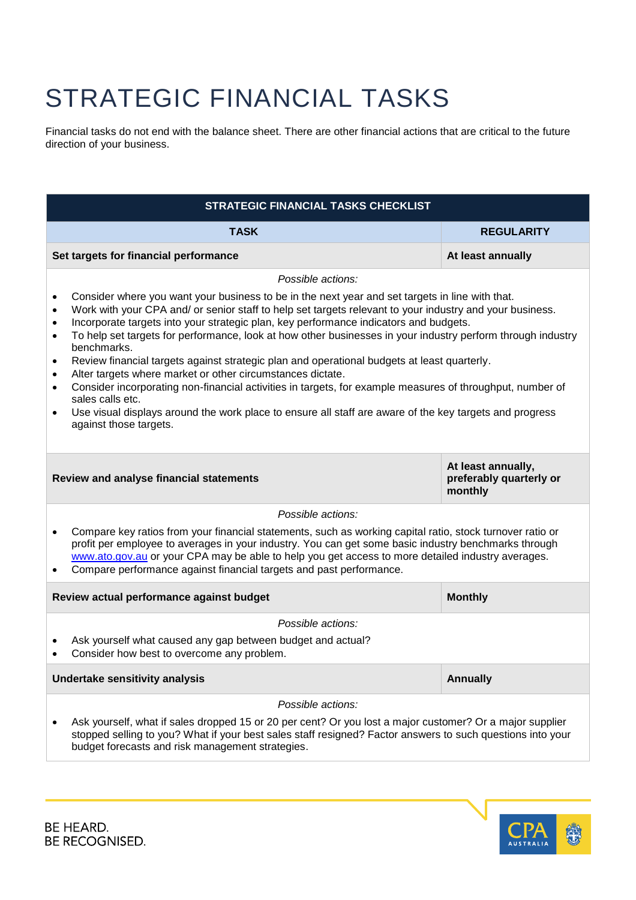# STRATEGIC FINANCIAL TASKS

Financial tasks do not end with the balance sheet. There are other financial actions that are critical to the future direction of your business.

| STRATEGIC FINANCIAL TASKS CHECKLIST | |
|---|---|
| **TASK** | **REGULARITY** |
| **Set targets for financial performance** | **At least annually** |
| *Possible actions:*<br>• Consider where you want your business to be in the next year and set targets in line with that.<br>• Work with your CPA and/ or senior staff to help set targets relevant to your industry and your business.<br>• Incorporate targets into your strategic plan, key performance indicators and budgets.<br>• To help set targets for performance, look at how other businesses in your industry perform through industry benchmarks.<br>• Review financial targets against strategic plan and operational budgets at least quarterly.<br>• Alter targets where market or other circumstances dictate.<br>• Consider incorporating non-financial activities in targets, for example measures of throughput, number of sales calls etc.<br>• Use visual displays around the work place to ensure all staff are aware of the key targets and progress against those targets. | |
| **Review and analyse financial statements** | **At least annually, preferably quarterly or monthly** |
| *Possible actions:*<br>• Compare key ratios from your financial statements, such as working capital ratio, stock turnover ratio or profit per employee to averages in your industry. You can get some basic industry benchmarks through www.ato.gov.au or your CPA may be able to help you get access to more detailed industry averages.<br>• Compare performance against financial targets and past performance. | |
| **Review actual performance against budget** | **Monthly** |
| *Possible actions:*<br>• Ask yourself what caused any gap between budget and actual?<br>• Consider how best to overcome any problem. | |
| **Undertake sensitivity analysis** | **Annually** |
| *Possible actions:*<br>• Ask yourself, what if sales dropped 15 or 20 per cent? Or you lost a major customer? Or a major supplier stopped selling to you? What if your best sales staff resigned? Factor answers to such questions into your budget forecasts and risk management strategies. | |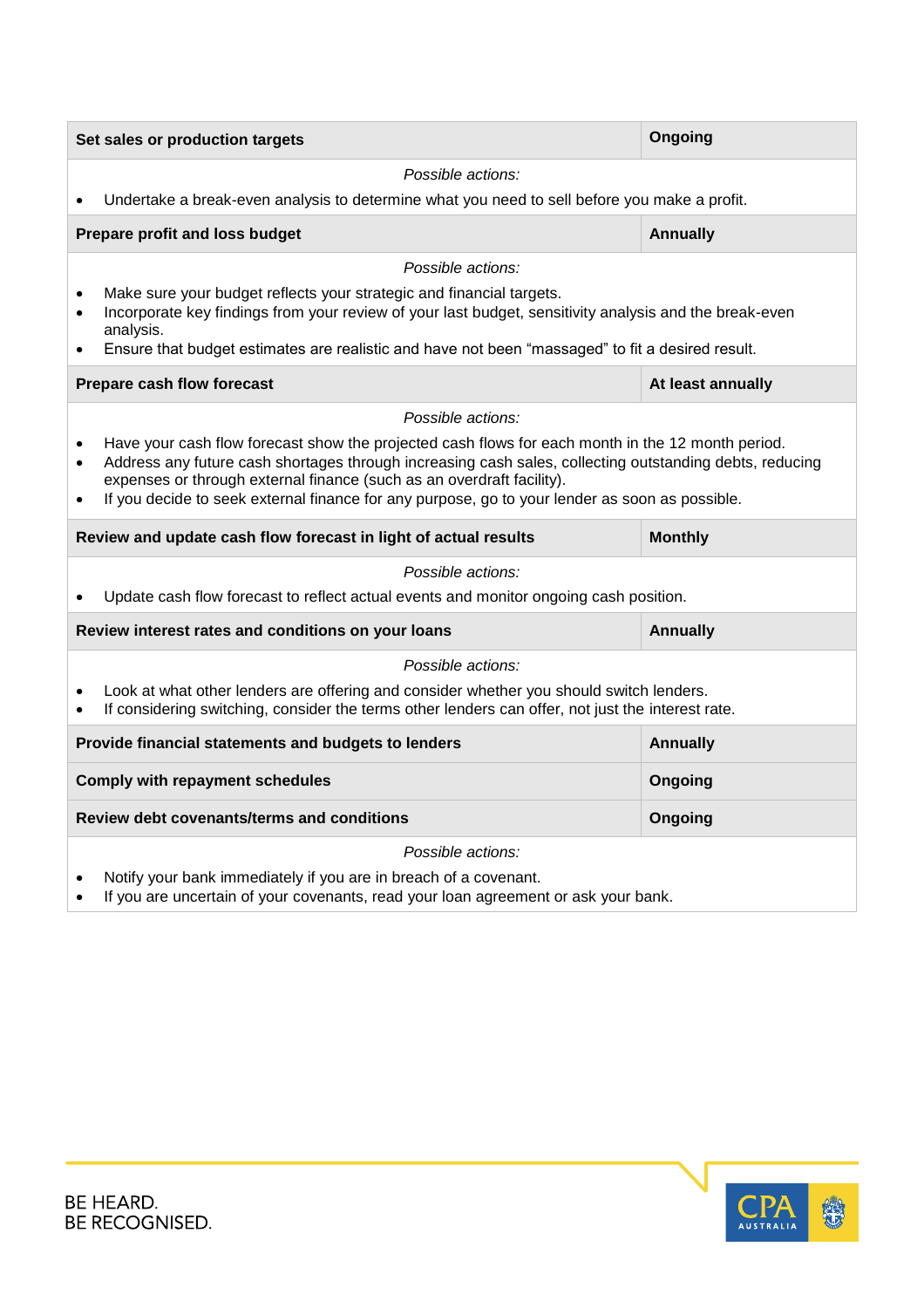| Set sales or production targets | Ongoing |
|---|---|

*Possible actions:*

- Undertake a break-even analysis to determine what you need to sell before you make a profit.

| Prepare profit and loss budget | Annually |
|---|---|

*Possible actions:*

- Make sure your budget reflects your strategic and financial targets.
- Incorporate key findings from your review of your last budget, sensitivity analysis and the break-even analysis.
- Ensure that budget estimates are realistic and have not been "massaged" to fit a desired result.

| Prepare cash flow forecast | At least annually |
|---|---|

*Possible actions:*

- Have your cash flow forecast show the projected cash flows for each month in the 12 month period.
- Address any future cash shortages through increasing cash sales, collecting outstanding debts, reducing expenses or through external finance (such as an overdraft facility).
- If you decide to seek external finance for any purpose, go to your lender as soon as possible.

| Review and update cash flow forecast in light of actual results | Monthly |
|---|---|

*Possible actions:*

- Update cash flow forecast to reflect actual events and monitor ongoing cash position.

| Review interest rates and conditions on your loans | Annually |
|---|---|

*Possible actions:*

- Look at what other lenders are offering and consider whether you should switch lenders.
- If considering switching, consider the terms other lenders can offer, not just the interest rate.

| Provide financial statements and budgets to lenders | Annually |
|---|---|
| **Comply with repayment schedules** | **Ongoing** |
| **Review debt covenants/terms and conditions** | **Ongoing** |

*Possible actions:*

- Notify your bank immediately if you are in breach of a covenant.
- If you are uncertain of your covenants, read your loan agreement or ask your bank.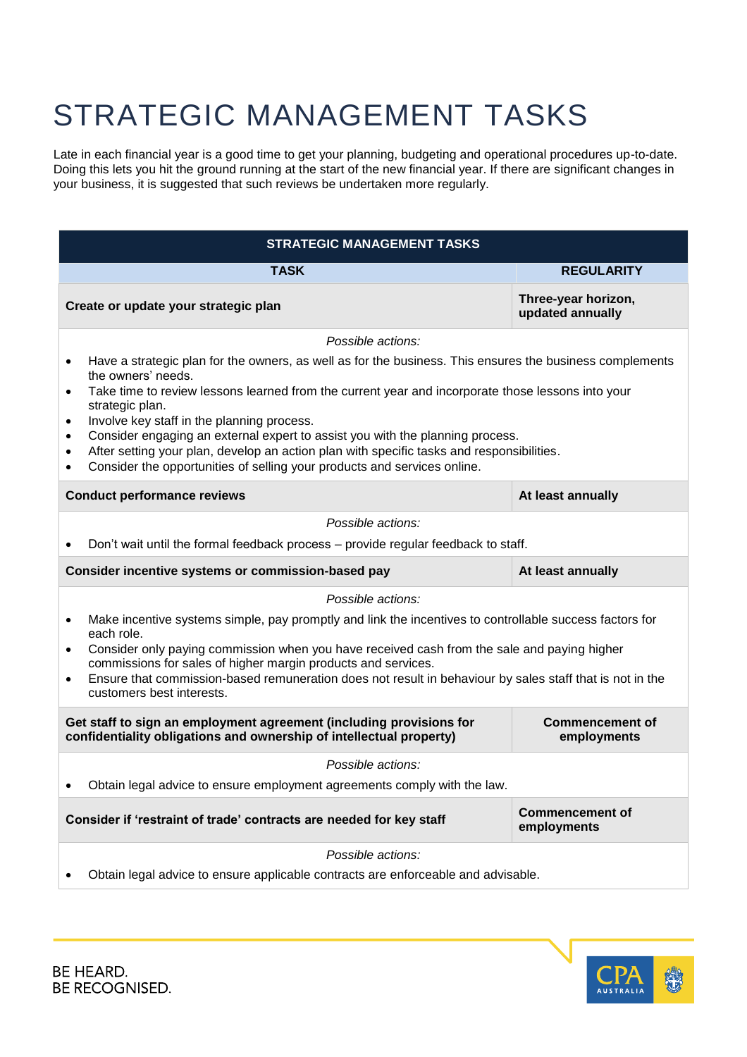# STRATEGIC MANAGEMENT TASKS

Late in each financial year is a good time to get your planning, budgeting and operational procedures up-to-date. Doing this lets you hit the ground running at the start of the new financial year. If there are significant changes in your business, it is suggested that such reviews be undertaken more regularly.

| STRATEGIC MANAGEMENT TASKS | |
|---|---|
| **TASK** | **REGULARITY** |
| **Create or update your strategic plan** | **Three-year horizon, updated annually** |
| *Possible actions:*<br>• Have a strategic plan for the owners, as well as for the business. This ensures the business complements the owners' needs.<br>• Take time to review lessons learned from the current year and incorporate those lessons into your strategic plan.<br>• Involve key staff in the planning process.<br>• Consider engaging an external expert to assist you with the planning process.<br>• After setting your plan, develop an action plan with specific tasks and responsibilities.<br>• Consider the opportunities of selling your products and services online. | |
| **Conduct performance reviews** | **At least annually** |
| *Possible actions:*<br>• Don't wait until the formal feedback process – provide regular feedback to staff. | |
| **Consider incentive systems or commission-based pay** | **At least annually** |
| *Possible actions:*<br>• Make incentive systems simple, pay promptly and link the incentives to controllable success factors for each role.<br>• Consider only paying commission when you have received cash from the sale and paying higher commissions for sales of higher margin products and services.<br>• Ensure that commission-based remuneration does not result in behaviour by sales staff that is not in the customers best interests. | |
| **Get staff to sign an employment agreement (including provisions for confidentiality obligations and ownership of intellectual property)** | **Commencement of employments** |
| *Possible actions:*<br>• Obtain legal advice to ensure employment agreements comply with the law. | |
| **Consider if 'restraint of trade' contracts are needed for key staff** | **Commencement of employments** |
| *Possible actions:*<br>• Obtain legal advice to ensure applicable contracts are enforceable and advisable. | |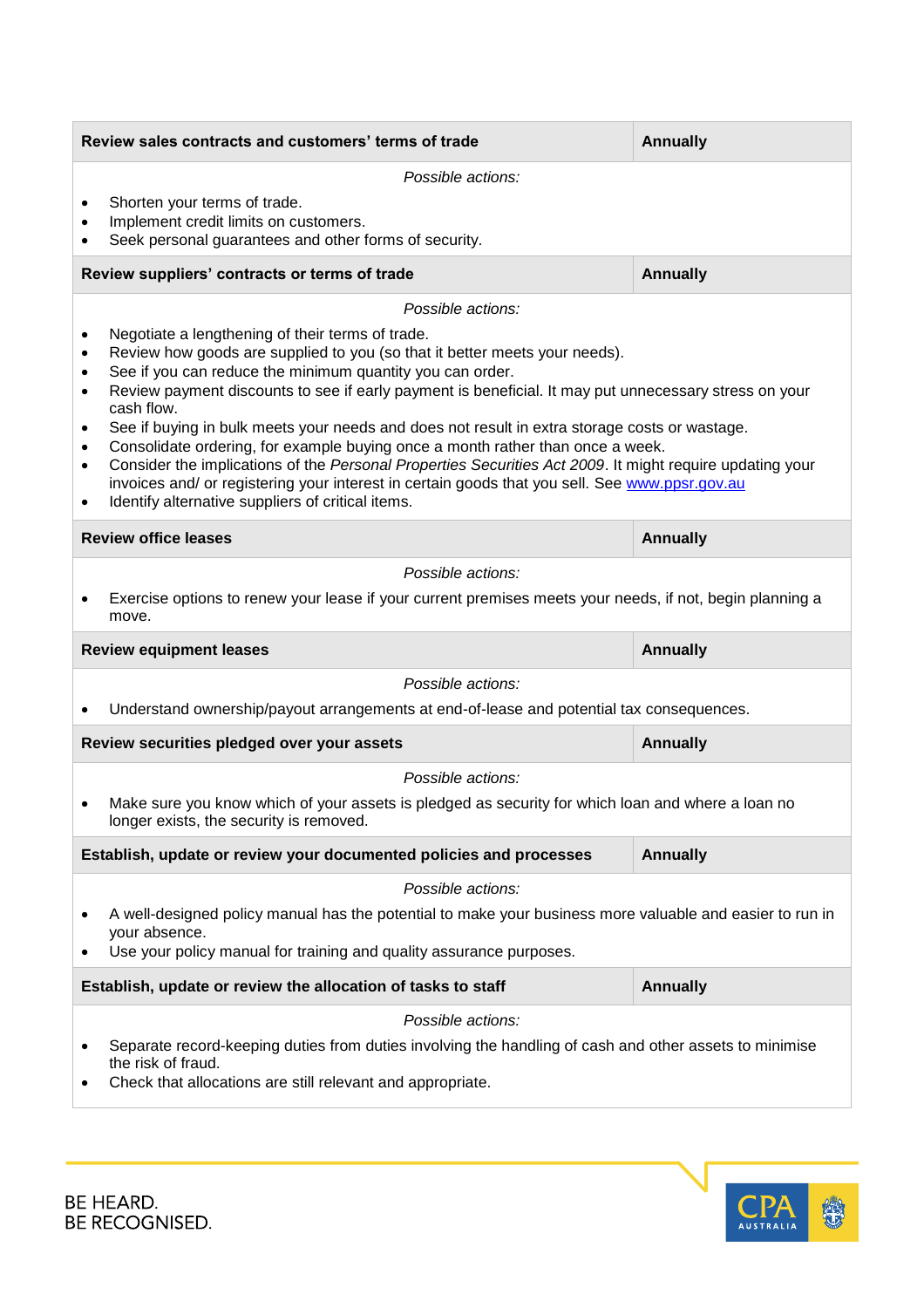| Review sales contracts and customers' terms of trade | Annually |
|---|---|

*Possible actions:*

- Shorten your terms of trade.
- Implement credit limits on customers.
- Seek personal guarantees and other forms of security.

| Review suppliers' contracts or terms of trade | Annually |
|---|---|

*Possible actions:*

- Negotiate a lengthening of their terms of trade.
- Review how goods are supplied to you (so that it better meets your needs).
- See if you can reduce the minimum quantity you can order.
- Review payment discounts to see if early payment is beneficial. It may put unnecessary stress on your cash flow.
- See if buying in bulk meets your needs and does not result in extra storage costs or wastage.
- Consolidate ordering, for example buying once a month rather than once a week.
- Consider the implications of the *Personal Properties Securities Act 2009*. It might require updating your invoices and/ or registering your interest in certain goods that you sell. See [www.ppsr.gov.au](http://www.ppsr.gov.au)
- Identify alternative suppliers of critical items.

| Review office leases | Annually |
|---|---|

*Possible actions:*

- Exercise options to renew your lease if your current premises meets your needs, if not, begin planning a move.

| Review equipment leases | Annually |
|---|---|

*Possible actions:*

- Understand ownership/payout arrangements at end-of-lease and potential tax consequences.

| Review securities pledged over your assets | Annually |
|---|---|

*Possible actions:*

- Make sure you know which of your assets is pledged as security for which loan and where a loan no longer exists, the security is removed.

| Establish, update or review your documented policies and processes | Annually |
|---|---|

*Possible actions:*

- A well-designed policy manual has the potential to make your business more valuable and easier to run in your absence.
- Use your policy manual for training and quality assurance purposes.

| Establish, update or review the allocation of tasks to staff | Annually |
|---|---|

*Possible actions:*

- Separate record-keeping duties from duties involving the handling of cash and other assets to minimise the risk of fraud.
- Check that allocations are still relevant and appropriate.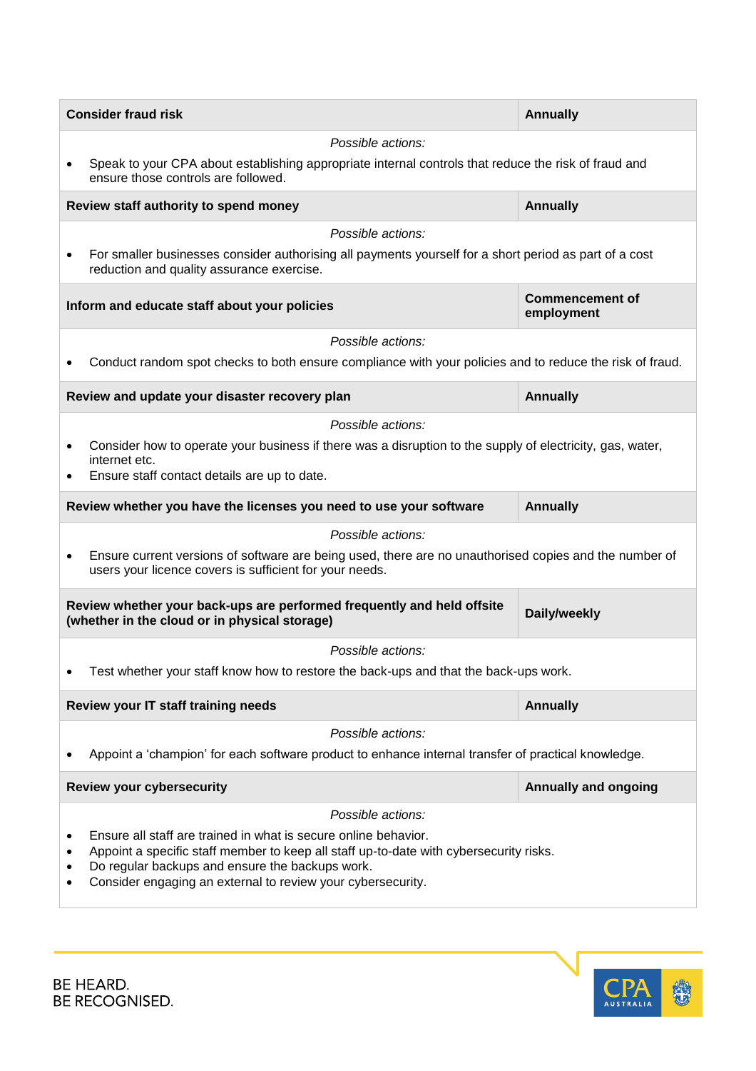| Consider fraud risk | Annually |
|---|---|

*Possible actions:*

- Speak to your CPA about establishing appropriate internal controls that reduce the risk of fraud and ensure those controls are followed.

| Review staff authority to spend money | Annually |
|---|---|

*Possible actions:*

- For smaller businesses consider authorising all payments yourself for a short period as part of a cost reduction and quality assurance exercise.

| Inform and educate staff about your policies | Commencement of employment |
|---|---|

*Possible actions:*

- Conduct random spot checks to both ensure compliance with your policies and to reduce the risk of fraud.

| Review and update your disaster recovery plan | Annually |
|---|---|

*Possible actions:*

- Consider how to operate your business if there was a disruption to the supply of electricity, gas, water, internet etc.
- Ensure staff contact details are up to date.

| Review whether you have the licenses you need to use your software | Annually |
|---|---|

*Possible actions:*

- Ensure current versions of software are being used, there are no unauthorised copies and the number of users your licence covers is sufficient for your needs.

| Review whether your back-ups are performed frequently and held offsite (whether in the cloud or in physical storage) | Daily/weekly |
|---|---|

*Possible actions:*

- Test whether your staff know how to restore the back-ups and that the back-ups work.

| Review your IT staff training needs | Annually |
|---|---|

*Possible actions:*

- Appoint a 'champion' for each software product to enhance internal transfer of practical knowledge.

| Review your cybersecurity | Annually and ongoing |
|---|---|

*Possible actions:*

- Ensure all staff are trained in what is secure online behavior.
- Appoint a specific staff member to keep all staff up-to-date with cybersecurity risks.
- Do regular backups and ensure the backups work.
- Consider engaging an external to review your cybersecurity.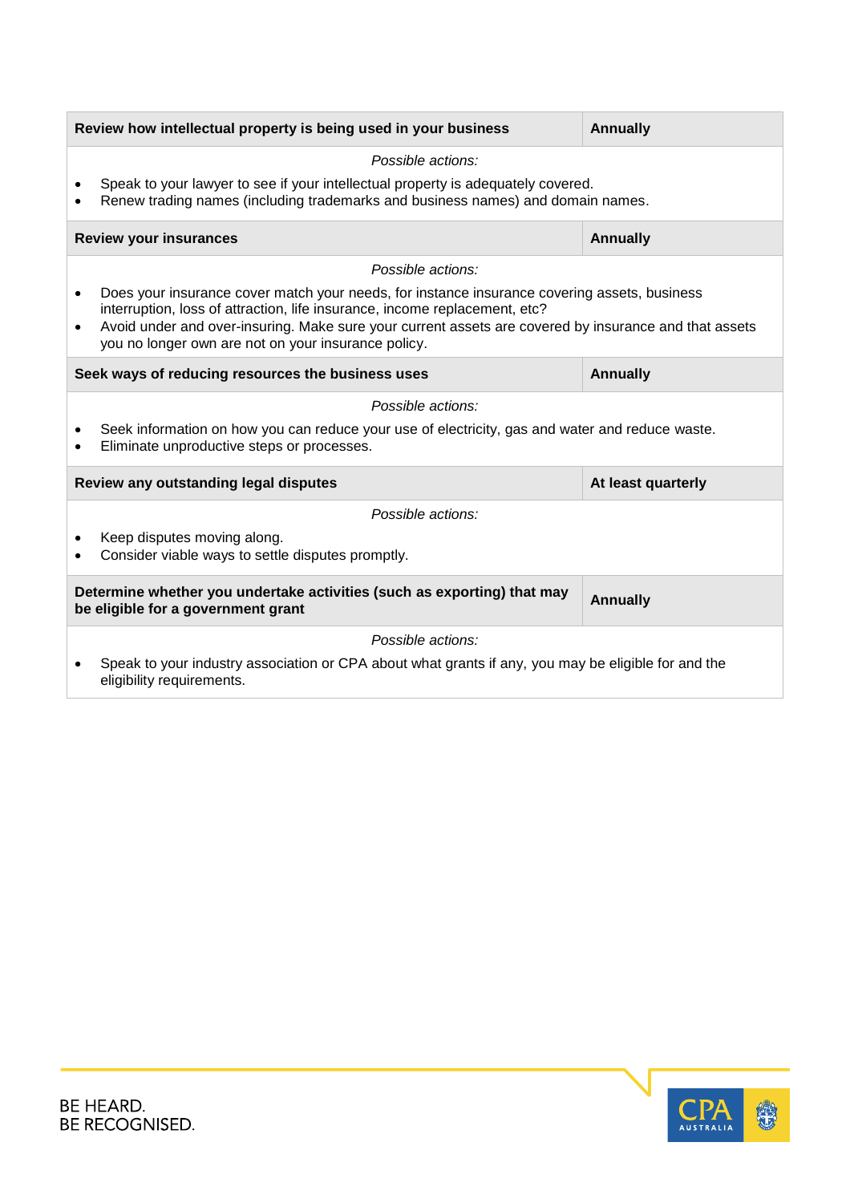| Review how intellectual property is being used in your business | Annually |
|---|---|
| *Possible actions:* <br>• Speak to your lawyer to see if your intellectual property is adequately covered.<br>• Renew trading names (including trademarks and business names) and domain names. | |
| **Review your insurances** | **Annually** |
| *Possible actions:* <br>• Does your insurance cover match your needs, for instance insurance covering assets, business interruption, loss of attraction, life insurance, income replacement, etc?<br>• Avoid under and over-insuring. Make sure your current assets are covered by insurance and that assets you no longer own are not on your insurance policy. | |
| **Seek ways of reducing resources the business uses** | **Annually** |
| *Possible actions:* <br>• Seek information on how you can reduce your use of electricity, gas and water and reduce waste.<br>• Eliminate unproductive steps or processes. | |
| **Review any outstanding legal disputes** | **At least quarterly** |
| *Possible actions:* <br>• Keep disputes moving along.<br>• Consider viable ways to settle disputes promptly. | |
| **Determine whether you undertake activities (such as exporting) that may be eligible for a government grant** | **Annually** |
| *Possible actions:* <br>• Speak to your industry association or CPA about what grants if any, you may be eligible for and the eligibility requirements. | |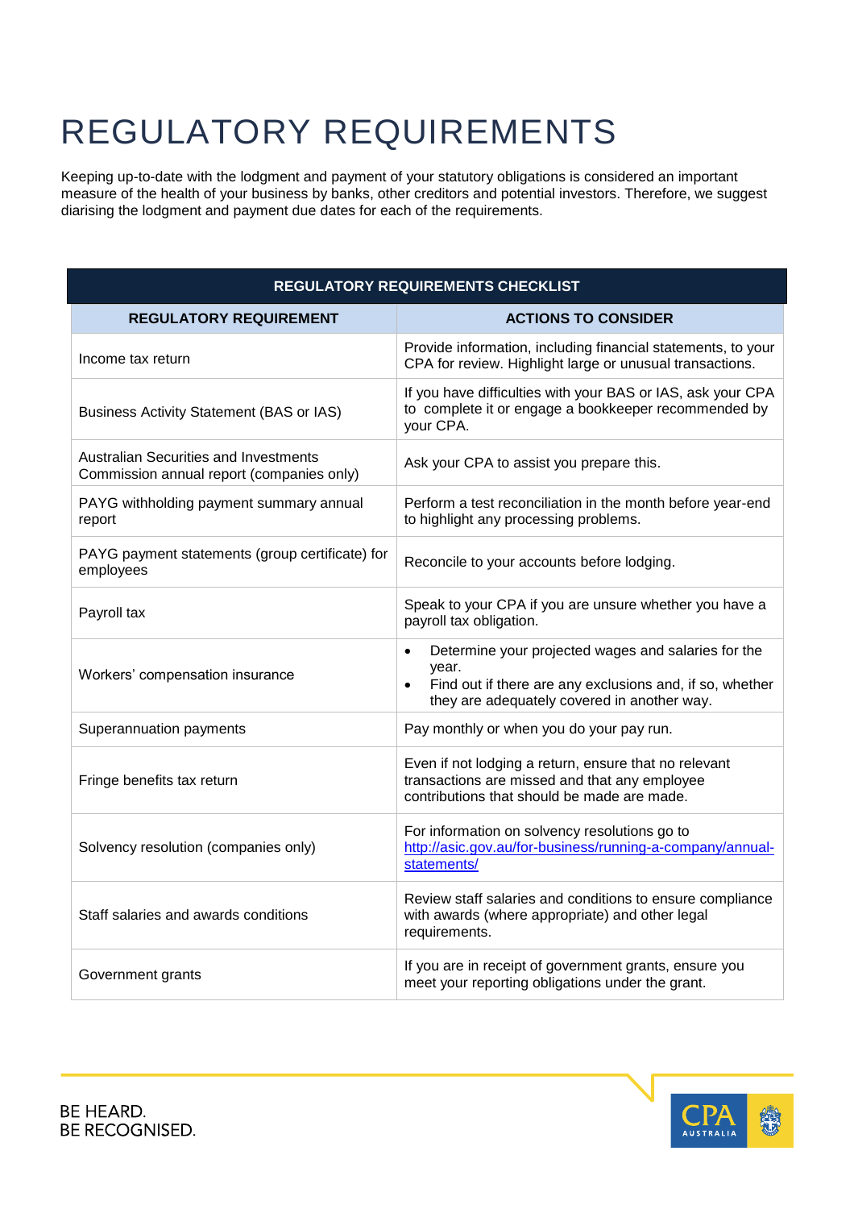# REGULATORY REQUIREMENTS

Keeping up-to-date with the lodgment and payment of your statutory obligations is considered an important measure of the health of your business by banks, other creditors and potential investors. Therefore, we suggest diarising the lodgment and payment due dates for each of the requirements.

| REGULATORY REQUIREMENTS CHECKLIST | |
|---|---|
| **REGULATORY REQUIREMENT** | **ACTIONS TO CONSIDER** |
| Income tax return | Provide information, including financial statements, to your CPA for review. Highlight large or unusual transactions. |
| Business Activity Statement (BAS or IAS) | If you have difficulties with your BAS or IAS, ask your CPA to complete it or engage a bookkeeper recommended by your CPA. |
| Australian Securities and Investments Commission annual report (companies only) | Ask your CPA to assist you prepare this. |
| PAYG withholding payment summary annual report | Perform a test reconciliation in the month before year-end to highlight any processing problems. |
| PAYG payment statements (group certificate) for employees | Reconcile to your accounts before lodging. |
| Payroll tax | Speak to your CPA if you are unsure whether you have a payroll tax obligation. |
| Workers' compensation insurance | • Determine your projected wages and salaries for the year.<br>• Find out if there are any exclusions and, if so, whether they are adequately covered in another way. |
| Superannuation payments | Pay monthly or when you do your pay run. |
| Fringe benefits tax return | Even if not lodging a return, ensure that no relevant transactions are missed and that any employee contributions that should be made are made. |
| Solvency resolution (companies only) | For information on solvency resolutions go to http://asic.gov.au/for-business/running-a-company/annual-statements/ |
| Staff salaries and awards conditions | Review staff salaries and conditions to ensure compliance with awards (where appropriate) and other legal requirements. |
| Government grants | If you are in receipt of government grants, ensure you meet your reporting obligations under the grant. |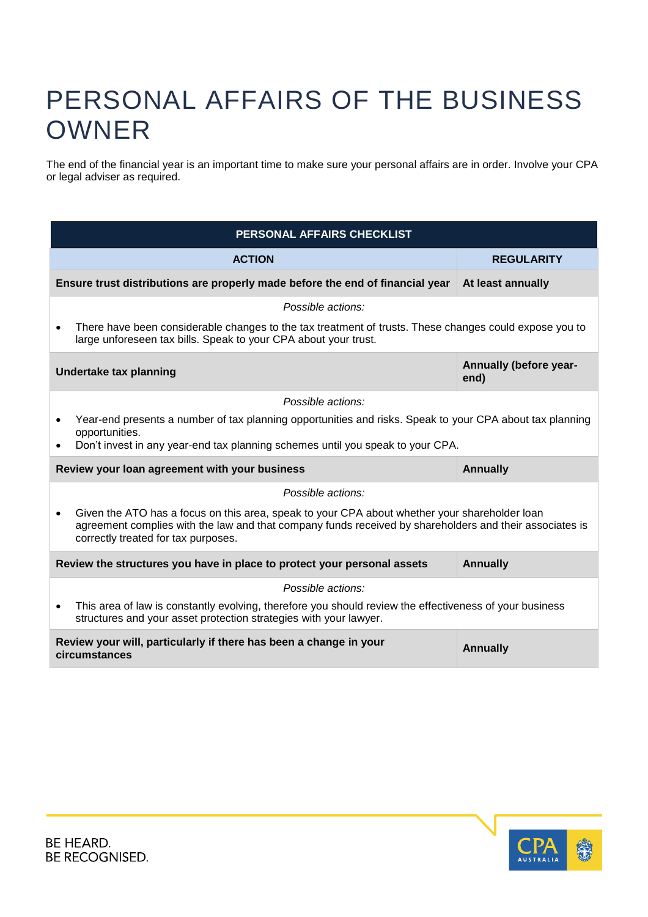# PERSONAL AFFAIRS OF THE BUSINESS OWNER

The end of the financial year is an important time to make sure your personal affairs are in order. Involve your CPA or legal adviser as required.

| PERSONAL AFFAIRS CHECKLIST | |
|---|---|
| **ACTION** | **REGULARITY** |
| **Ensure trust distributions are properly made before the end of financial year** | **At least annually** |
| *Possible actions:*<br>• There have been considerable changes to the tax treatment of trusts. These changes could expose you to large unforeseen tax bills. Speak to your CPA about your trust. | |
| **Undertake tax planning** | **Annually (before year-end)** |
| *Possible actions:*<br>• Year-end presents a number of tax planning opportunities and risks. Speak to your CPA about tax planning opportunities.<br>• Don't invest in any year-end tax planning schemes until you speak to your CPA. | |
| **Review your loan agreement with your business** | **Annually** |
| *Possible actions:*<br>• Given the ATO has a focus on this area, speak to your CPA about whether your shareholder loan agreement complies with the law and that company funds received by shareholders and their associates is correctly treated for tax purposes. | |
| **Review the structures you have in place to protect your personal assets** | **Annually** |
| *Possible actions:*<br>• This area of law is constantly evolving, therefore you should review the effectiveness of your business structures and your asset protection strategies with your lawyer. | |
| **Review your will, particularly if there has been a change in your circumstances** | **Annually** |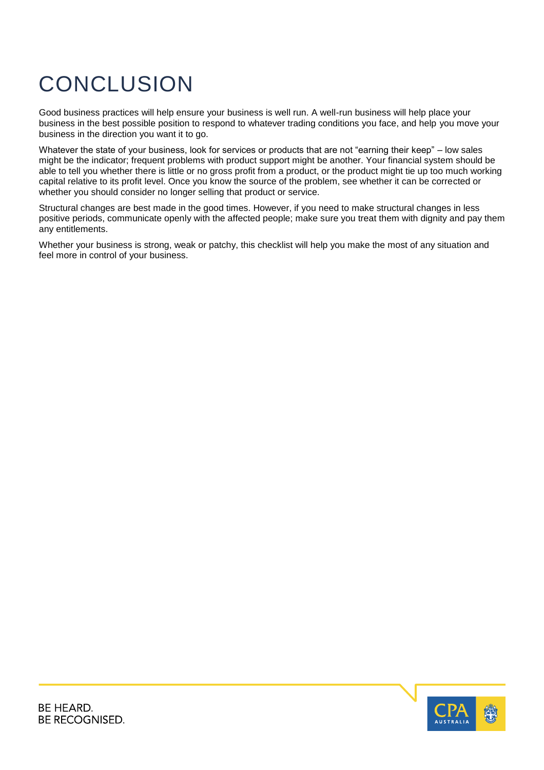# CONCLUSION

Good business practices will help ensure your business is well run. A well-run business will help place your business in the best possible position to respond to whatever trading conditions you face, and help you move your business in the direction you want it to go.

Whatever the state of your business, look for services or products that are not "earning their keep" – low sales might be the indicator; frequent problems with product support might be another. Your financial system should be able to tell you whether there is little or no gross profit from a product, or the product might tie up too much working capital relative to its profit level. Once you know the source of the problem, see whether it can be corrected or whether you should consider no longer selling that product or service.

Structural changes are best made in the good times. However, if you need to make structural changes in less positive periods, communicate openly with the affected people; make sure you treat them with dignity and pay them any entitlements.

Whether your business is strong, weak or patchy, this checklist will help you make the most of any situation and feel more in control of your business.